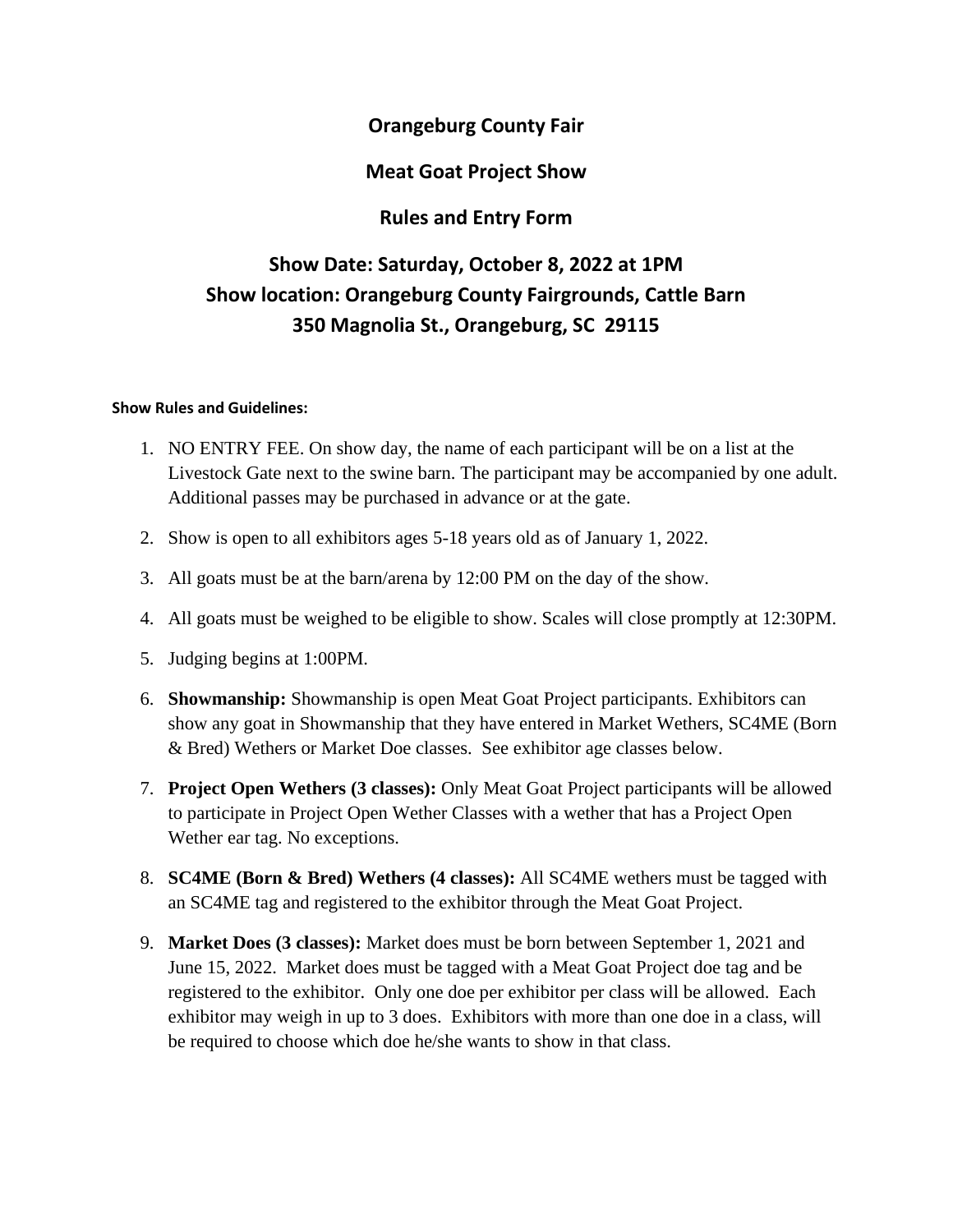# Orangeburg County Fair

## Meat Goat Project Show

## Rules and Entry Form

## Show Date: Saturday, October 8, 2022 at 1PM
## Show location: Orangeburg County Fairgrounds, Cattle Barn
## 350 Magnolia St., Orangeburg, SC 29115

**Show Rules and Guidelines:**

1. NO ENTRY FEE. On show day, the name of each participant will be on a list at the Livestock Gate next to the swine barn. The participant may be accompanied by one adult. Additional passes may be purchased in advance or at the gate.
2. Show is open to all exhibitors ages 5-18 years old as of January 1, 2022.
3. All goats must be at the barn/arena by 12:00 PM on the day of the show.
4. All goats must be weighed to be eligible to show. Scales will close promptly at 12:30PM.
5. Judging begins at 1:00PM.
6. **Showmanship:** Showmanship is open Meat Goat Project participants. Exhibitors can show any goat in Showmanship that they have entered in Market Wethers, SC4ME (Born & Bred) Wethers or Market Doe classes. See exhibitor age classes below.
7. **Project Open Wethers (3 classes):** Only Meat Goat Project participants will be allowed to participate in Project Open Wether Classes with a wether that has a Project Open Wether ear tag. No exceptions.
8. **SC4ME (Born & Bred) Wethers (4 classes):** All SC4ME wethers must be tagged with an SC4ME tag and registered to the exhibitor through the Meat Goat Project.
9. **Market Does (3 classes):** Market does must be born between September 1, 2021 and June 15, 2022. Market does must be tagged with a Meat Goat Project doe tag and be registered to the exhibitor. Only one doe per exhibitor per class will be allowed. Each exhibitor may weigh in up to 3 does. Exhibitors with more than one doe in a class, will be required to choose which doe he/she wants to show in that class.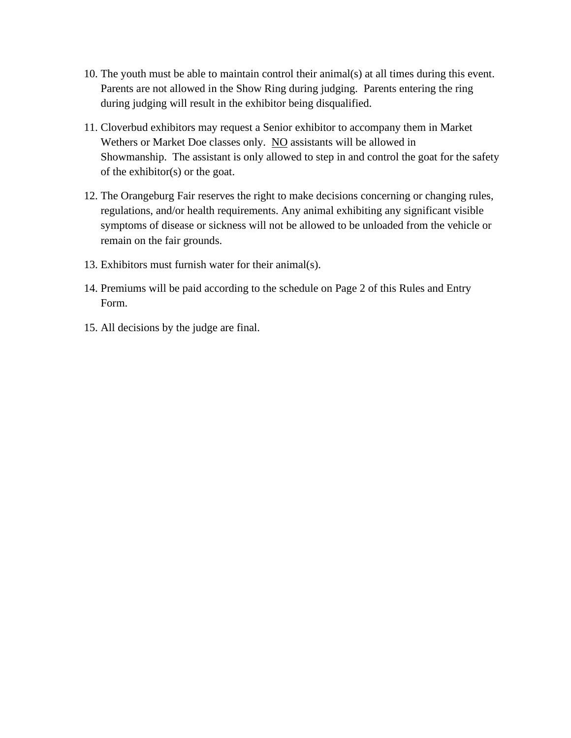10. The youth must be able to maintain control their animal(s) at all times during this event. Parents are not allowed in the Show Ring during judging. Parents entering the ring during judging will result in the exhibitor being disqualified.

11. Cloverbud exhibitors may request a Senior exhibitor to accompany them in Market Wethers or Market Doe classes only. <u>NO</u> assistants will be allowed in Showmanship. The assistant is only allowed to step in and control the goat for the safety of the exhibitor(s) or the goat.

12. The Orangeburg Fair reserves the right to make decisions concerning or changing rules, regulations, and/or health requirements. Any animal exhibiting any significant visible symptoms of disease or sickness will not be allowed to be unloaded from the vehicle or remain on the fair grounds.

13. Exhibitors must furnish water for their animal(s).

14. Premiums will be paid according to the schedule on Page 2 of this Rules and Entry Form.

15. All decisions by the judge are final.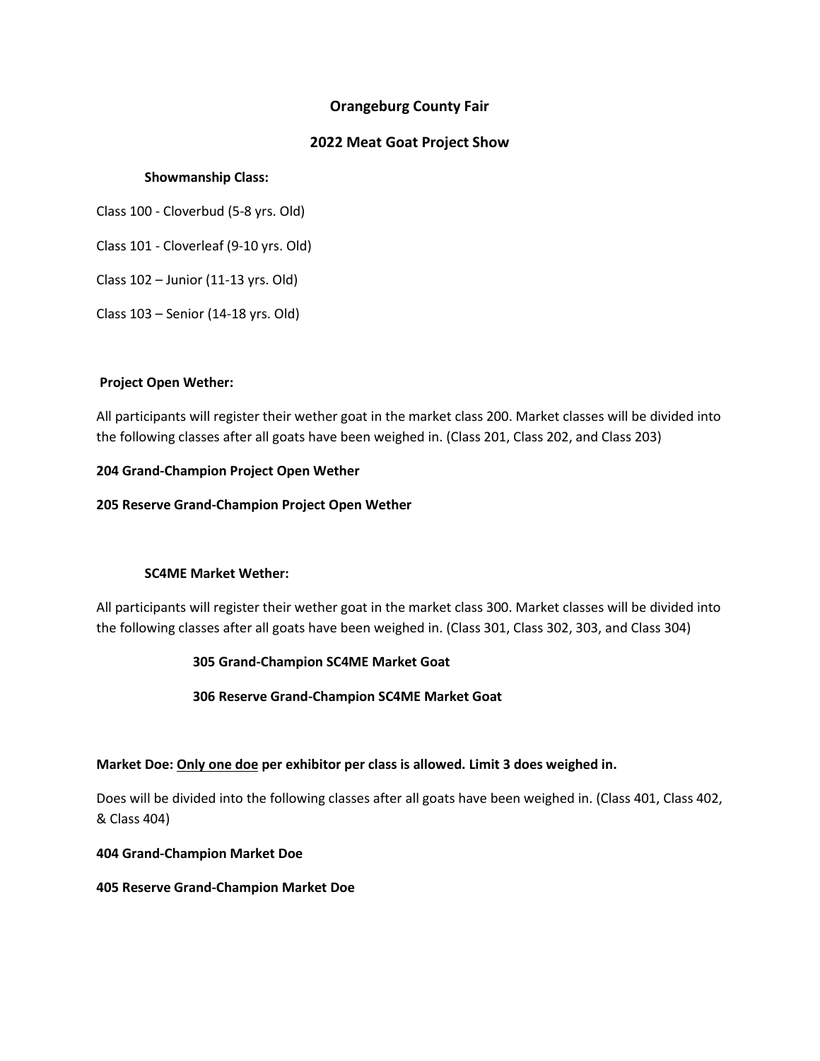# Orangeburg County Fair

## 2022 Meat Goat Project Show

**Showmanship Class:**

Class 100 - Cloverbud (5-8 yrs. Old)

Class 101 - Cloverleaf (9-10 yrs. Old)

Class 102 – Junior (11-13 yrs. Old)

Class 103 – Senior (14-18 yrs. Old)

**Project Open Wether:**

All participants will register their wether goat in the market class 200. Market classes will be divided into the following classes after all goats have been weighed in. (Class 201, Class 202, and Class 203)

**204 Grand-Champion Project Open Wether**

**205 Reserve Grand-Champion Project Open Wether**

**SC4ME Market Wether:**

All participants will register their wether goat in the market class 300. Market classes will be divided into the following classes after all goats have been weighed in. (Class 301, Class 302, 303, and Class 304)

**305 Grand-Champion SC4ME Market Goat**

**306 Reserve Grand-Champion SC4ME Market Goat**

**Market Doe: <u>Only one doe</u> per exhibitor per class is allowed. Limit 3 does weighed in.**

Does will be divided into the following classes after all goats have been weighed in. (Class 401, Class 402, & Class 404)

**404 Grand-Champion Market Doe**

**405 Reserve Grand-Champion Market Doe**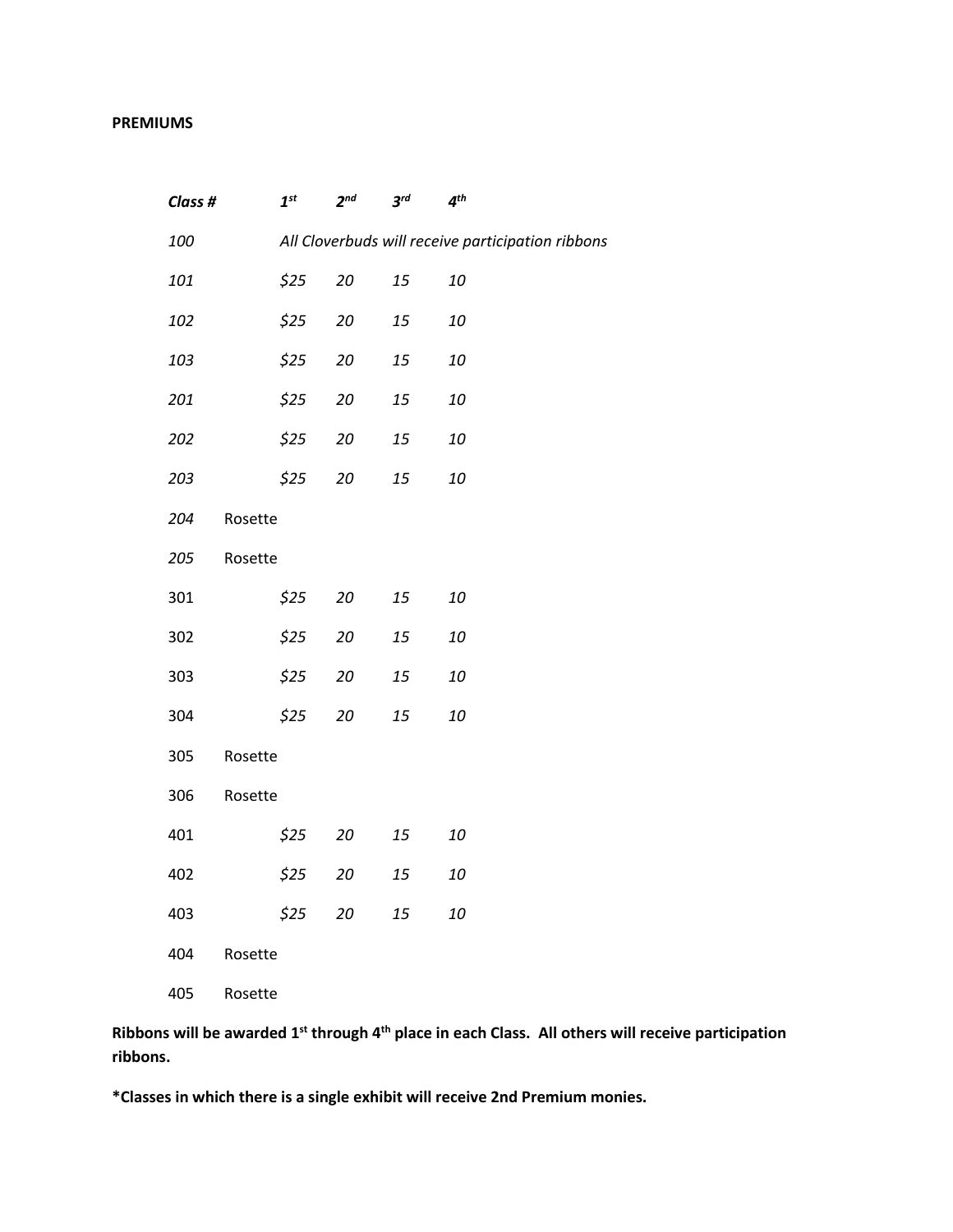**PREMIUMS**

| *Class #* | | *1st* | *2nd* | *3rd* | *4th* |
|---|---|---|---|---|---|
| *100* | | *All Cloverbuds will receive participation ribbons* | | | |
| *101* | | *$25* | *20* | *15* | *10* |
| *102* | | *$25* | *20* | *15* | *10* |
| *103* | | *$25* | *20* | *15* | *10* |
| *201* | | *$25* | *20* | *15* | *10* |
| *202* | | *$25* | *20* | *15* | *10* |
| *203* | | *$25* | *20* | *15* | *10* |
| *204* | Rosette | | | | |
| *205* | Rosette | | | | |
| 301 | | *$25* | *20* | *15* | *10* |
| 302 | | *$25* | *20* | *15* | *10* |
| 303 | | *$25* | *20* | *15* | *10* |
| 304 | | *$25* | *20* | *15* | *10* |
| 305 | Rosette | | | | |
| 306 | Rosette | | | | |
| 401 | | *$25* | *20* | *15* | *10* |
| 402 | | *$25* | *20* | *15* | *10* |
| 403 | | *$25* | *20* | *15* | *10* |
| 404 | Rosette | | | | |
| 405 | Rosette | | | | |

**Ribbons will be awarded 1st through 4th place in each Class. All others will receive participation ribbons.**

**\*Classes in which there is a single exhibit will receive 2nd Premium monies.**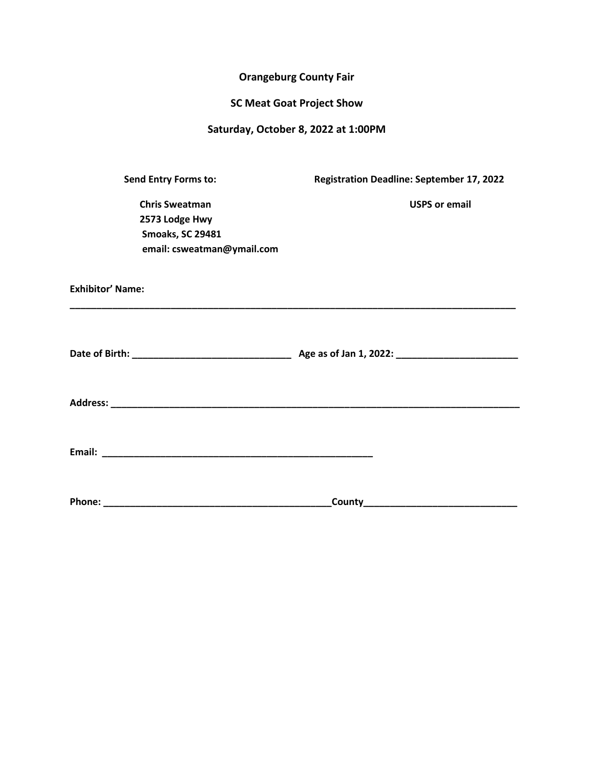**Orangeburg County Fair**

**SC Meat Goat Project Show**

**Saturday, October 8, 2022 at 1:00PM**

**Send Entry Forms to:**

**Chris Sweatman**
**2573 Lodge Hwy**
**Smoaks, SC 29481**
**email: csweatman@ymail.com**

**Registration Deadline: September 17, 2022**

**USPS or email**

**Exhibitor' Name:**
_______________________________________________________________________________

**Date of Birth:** _____________________________ **Age as of Jan 1, 2022:** ______________________

**Address:** _________________________________________________________________________

**Email:** _________________________________________________

**Phone:** _________________________________________ **County** ____________________________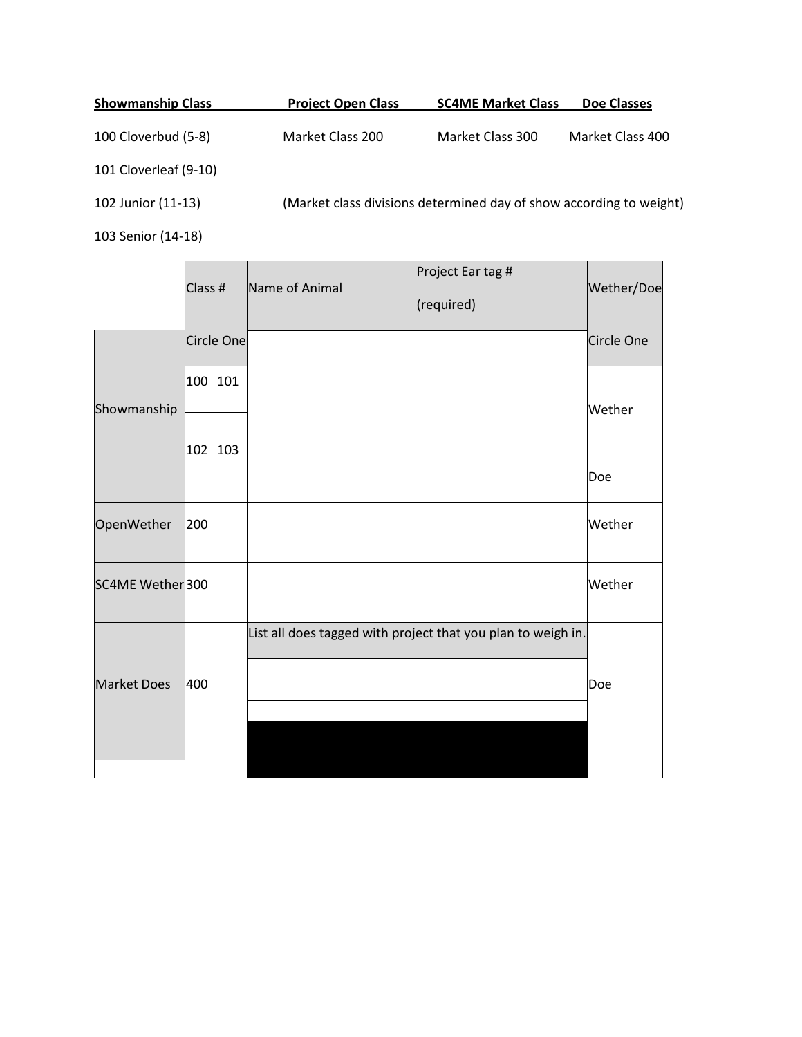**Showmanship Class** | **Project Open Class** | **SC4ME Market Class** | **Doe Classes**

100 Cloverbud (5-8) | Market Class 200 | Market Class 300 | Market Class 400

101 Cloverleaf (9-10)

102 Junior (11-13)

(Market class divisions determined day of show according to weight)

103 Senior (14-18)

| | Class # | | Name of Animal | Project Ear tag # (required) | Wether/Doe |
|---|---|---|---|---|---|
| Showmanship | Circle One | | | | Circle One |
| | 100 | 101 | | | Wether |
| | 102 | 103 | | | Doe |
| OpenWether | 200 | | | | Wether |
| SC4ME Wether | 300 | | | | Wether |
| Market Does | 400 | | List all does tagged with project that you plan to weigh in. | | Doe |
| | | | | | |
| | | | | | |
| | | | | | |